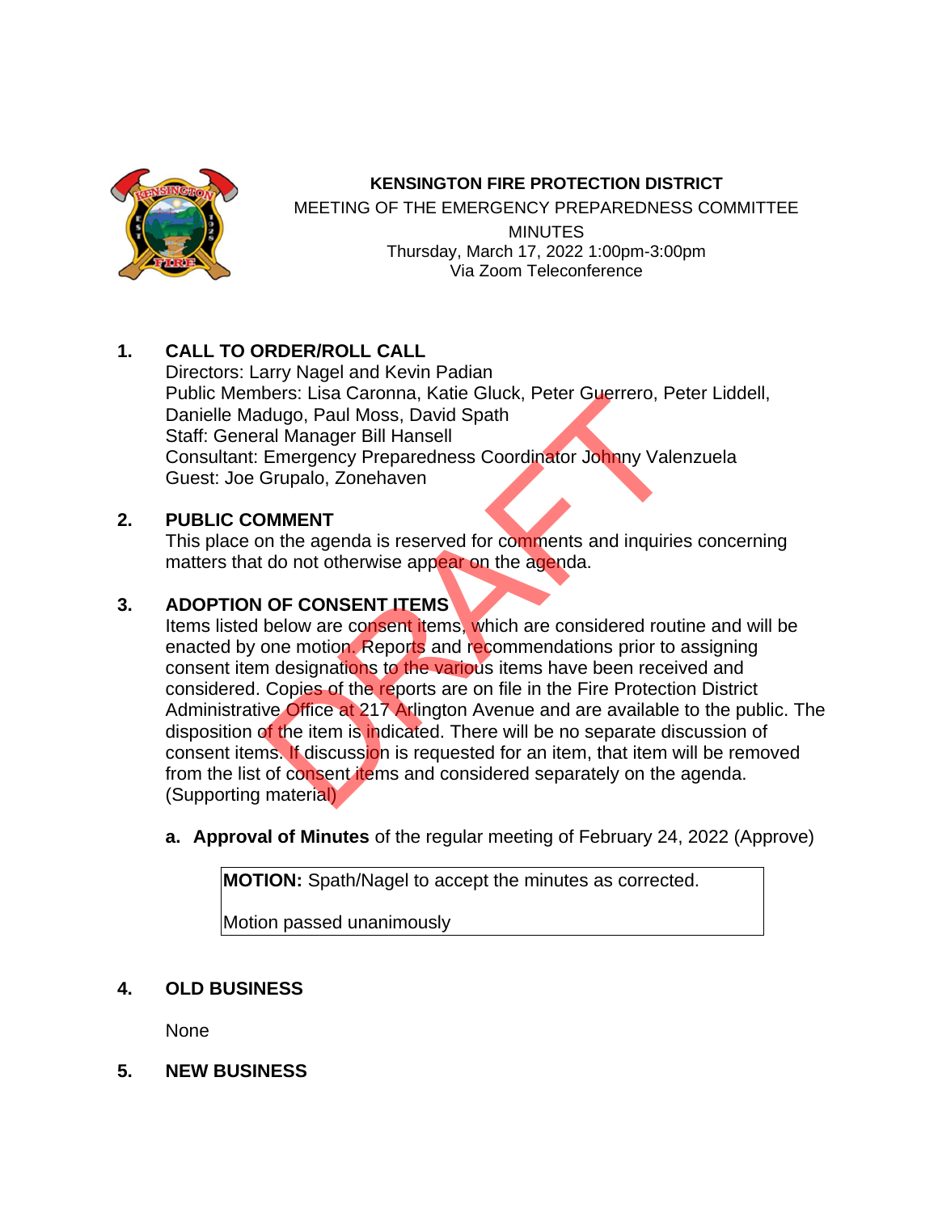**KENSINGTON FIRE PROTECTION DISTRICT**
MEETING OF THE EMERGENCY PREPAREDNESS COMMITTEE
MINUTES
Thursday, March 17, 2022 1:00pm-3:00pm
Via Zoom Teleconference

DRAFT

## 1. CALL TO ORDER/ROLL CALL

Directors: Larry Nagel and Kevin Padian
Public Members: Lisa Caronna, Katie Gluck, Peter Guerrero, Peter Liddell, Danielle Madugo, Paul Moss, David Spath
Staff: General Manager Bill Hansell
Consultant: Emergency Preparedness Coordinator Johnny Valenzuela
Guest: Joe Grupalo, Zonehaven

## 2. PUBLIC COMMENT

This place on the agenda is reserved for comments and inquiries concerning matters that do not otherwise appear on the agenda.

## 3. ADOPTION OF CONSENT ITEMS

Items listed below are consent items, which are considered routine and will be enacted by one motion. Reports and recommendations prior to assigning consent item designations to the various items have been received and considered. Copies of the reports are on file in the Fire Protection District Administrative Office at 217 Arlington Avenue and are available to the public. The disposition of the item is indicated. There will be no separate discussion of consent items. If discussion is requested for an item, that item will be removed from the list of consent items and considered separately on the agenda. (Supporting material)

a. **Approval of Minutes** of the regular meeting of February 24, 2022 (Approve)

| **MOTION:** Spath/Nagel to accept the minutes as corrected. |
|---|
| Motion passed unanimously |

## 4. OLD BUSINESS

None

## 5. NEW BUSINESS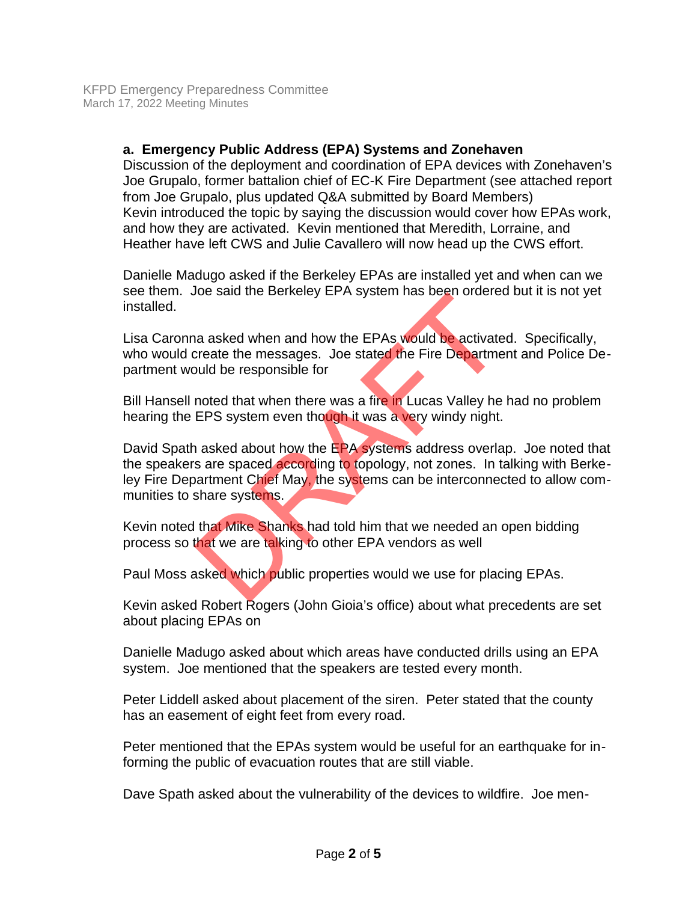**a. Emergency Public Address (EPA) Systems and Zonehaven**

Discussion of the deployment and coordination of EPA devices with Zonehaven's Joe Grupalo, former battalion chief of EC-K Fire Department (see attached report from Joe Grupalo, plus updated Q&A submitted by Board Members)
Kevin introduced the topic by saying the discussion would cover how EPAs work, and how they are activated. Kevin mentioned that Meredith, Lorraine, and Heather have left CWS and Julie Cavallero will now head up the CWS effort.

Danielle Madugo asked if the Berkeley EPAs are installed yet and when can we see them. Joe said the Berkeley EPA system has been ordered but it is not yet installed.

Lisa Caronna asked when and how the EPAs would be activated. Specifically, who would create the messages. Joe stated the Fire Department and Police Department would be responsible for

Bill Hansell noted that when there was a fire in Lucas Valley he had no problem hearing the EPS system even though it was a very windy night.

David Spath asked about how the EPA systems address overlap. Joe noted that the speakers are spaced according to topology, not zones. In talking with Berkeley Fire Department Chief May, the systems can be interconnected to allow communities to share systems.

Kevin noted that Mike Shanks had told him that we needed an open bidding process so that we are talking to other EPA vendors as well

Paul Moss asked which public properties would we use for placing EPAs.

Kevin asked Robert Rogers (John Gioia's office) about what precedents are set about placing EPAs on

Danielle Madugo asked about which areas have conducted drills using an EPA system. Joe mentioned that the speakers are tested every month.

Peter Liddell asked about placement of the siren. Peter stated that the county has an easement of eight feet from every road.

Peter mentioned that the EPAs system would be useful for an earthquake for informing the public of evacuation routes that are still viable.

Dave Spath asked about the vulnerability of the devices to wildfire. Joe men-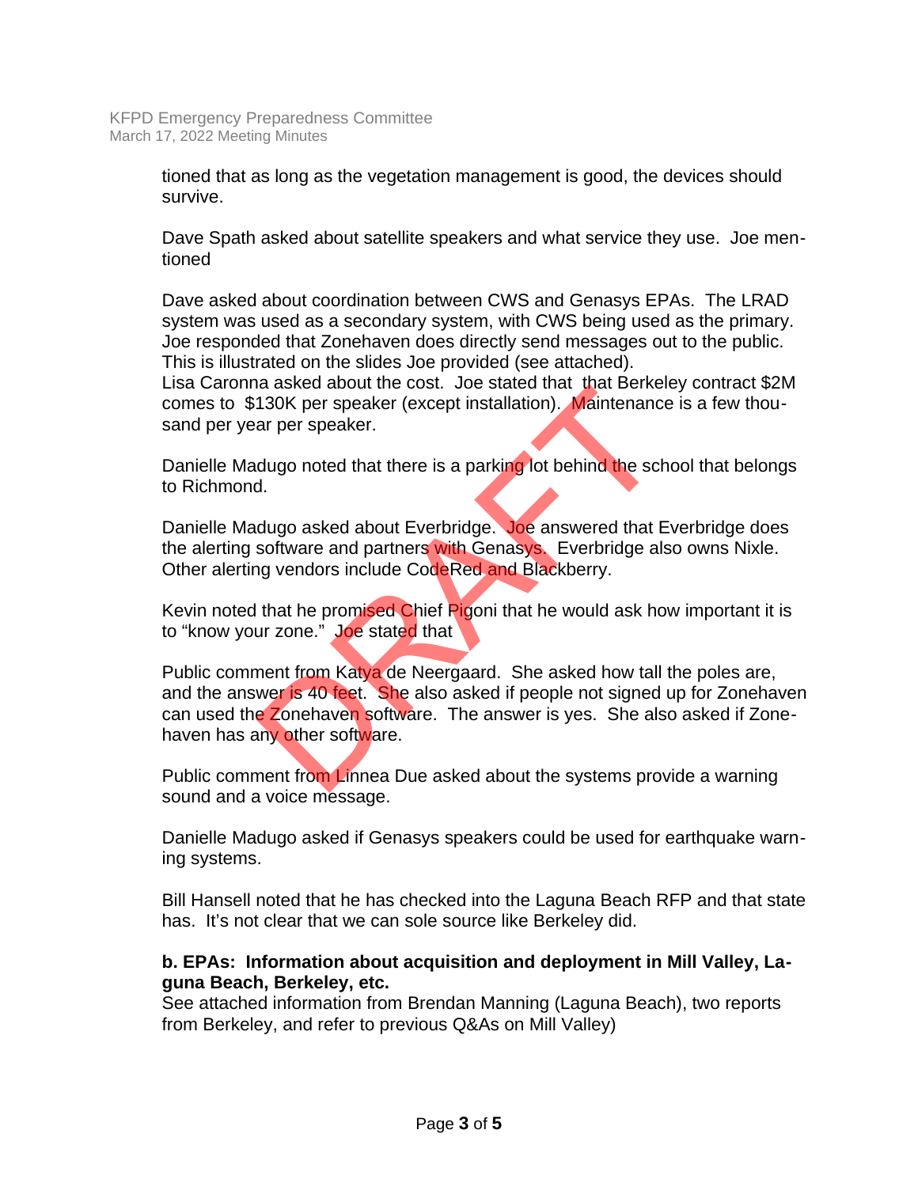tioned that as long as the vegetation management is good, the devices should survive.

Dave Spath asked about satellite speakers and what service they use. Joe mentioned

Dave asked about coordination between CWS and Genasys EPAs. The LRAD system was used as a secondary system, with CWS being used as the primary. Joe responded that Zonehaven does directly send messages out to the public. This is illustrated on the slides Joe provided (see attached).
Lisa Caronna asked about the cost. Joe stated that that Berkeley contract $2M comes to $130K per speaker (except installation). Maintenance is a few thousand per year per speaker.

Danielle Madugo noted that there is a parking lot behind the school that belongs to Richmond.

Danielle Madugo asked about Everbridge. Joe answered that Everbridge does the alerting software and partners with Genasys. Everbridge also owns Nixle. Other alerting vendors include CodeRed and Blackberry.

Kevin noted that he promised Chief Pigoni that he would ask how important it is to "know your zone." Joe stated that

Public comment from Katya de Neergaard. She asked how tall the poles are, and the answer is 40 feet. She also asked if people not signed up for Zonehaven can used the Zonehaven software. The answer is yes. She also asked if Zonehaven has any other software.

Public comment from Linnea Due asked about the systems provide a warning sound and a voice message.

Danielle Madugo asked if Genasys speakers could be used for earthquake warning systems.

Bill Hansell noted that he has checked into the Laguna Beach RFP and that state has. It's not clear that we can sole source like Berkeley did.

**b. EPAs: Information about acquisition and deployment in Mill Valley, Laguna Beach, Berkeley, etc.**
See attached information from Brendan Manning (Laguna Beach), two reports from Berkeley, and refer to previous Q&As on Mill Valley)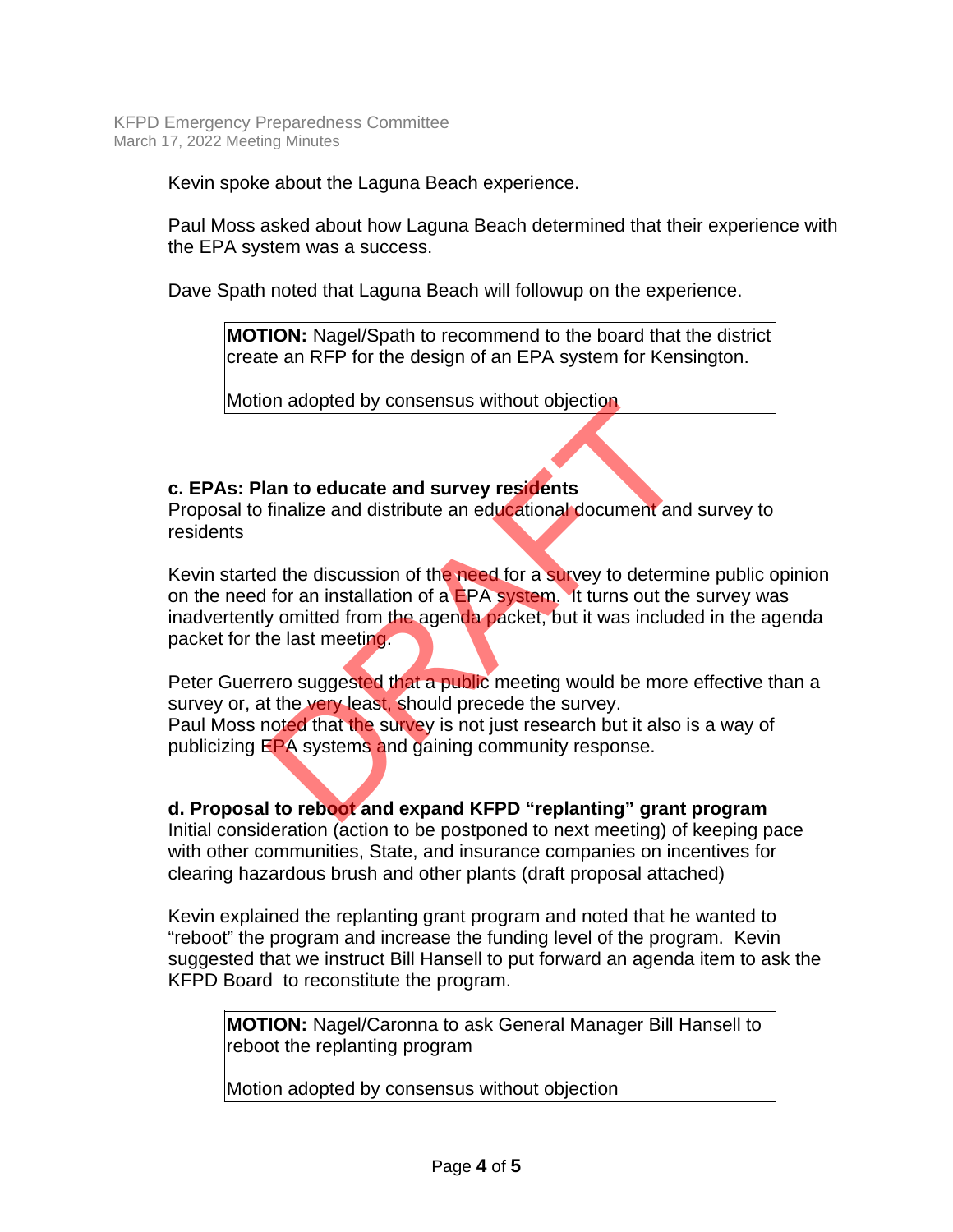Kevin spoke about the Laguna Beach experience.

Paul Moss asked about how Laguna Beach determined that their experience with the EPA system was a success.

Dave Spath noted that Laguna Beach will followup on the experience.

> **MOTION:** Nagel/Spath to recommend to the board that the district create an RFP for the design of an EPA system for Kensington.
>
> Motion adopted by consensus without objection

**c. EPAs: Plan to educate and survey residents**
Proposal to finalize and distribute an educational document and survey to residents

Kevin started the discussion of the need for a survey to determine public opinion on the need for an installation of a EPA system. It turns out the survey was inadvertently omitted from the agenda packet, but it was included in the agenda packet for the last meeting.

Peter Guerrero suggested that a public meeting would be more effective than a survey or, at the very least, should precede the survey.
Paul Moss noted that the survey is not just research but it also is a way of publicizing EPA systems and gaining community response.

**d. Proposal to reboot and expand KFPD "replanting" grant program**
Initial consideration (action to be postponed to next meeting) of keeping pace with other communities, State, and insurance companies on incentives for clearing hazardous brush and other plants (draft proposal attached)

Kevin explained the replanting grant program and noted that he wanted to "reboot" the program and increase the funding level of the program. Kevin suggested that we instruct Bill Hansell to put forward an agenda item to ask the KFPD Board to reconstitute the program.

> **MOTION:** Nagel/Caronna to ask General Manager Bill Hansell to reboot the replanting program
>
> Motion adopted by consensus without objection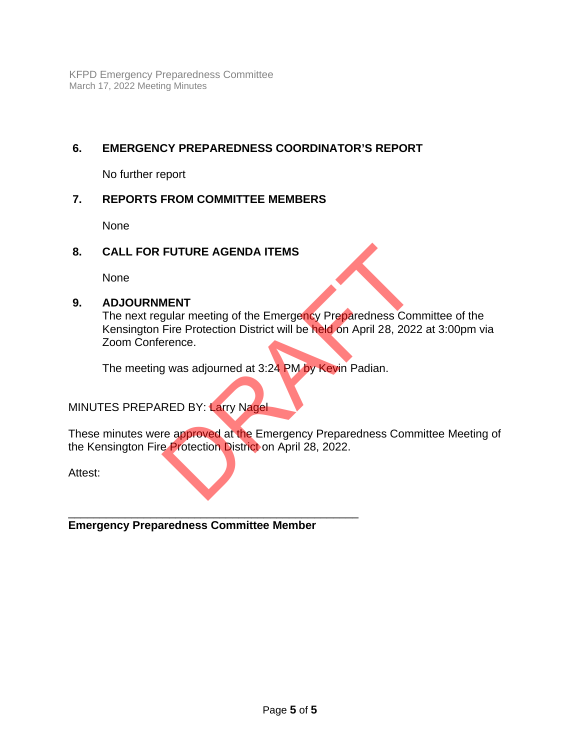## 6. EMERGENCY PREPAREDNESS COORDINATOR'S REPORT

No further report

## 7. REPORTS FROM COMMITTEE MEMBERS

None

## 8. CALL FOR FUTURE AGENDA ITEMS

None

## 9. ADJOURNMENT

The next regular meeting of the Emergency Preparedness Committee of the Kensington Fire Protection District will be held on April 28, 2022 at 3:00pm via Zoom Conference.

The meeting was adjourned at 3:24 PM by Kevin Padian.

MINUTES PREPARED BY: Larry Nagel

These minutes were approved at the Emergency Preparedness Committee Meeting of the Kensington Fire Protection District on April 28, 2022.

Attest:

\_\_\_\_\_\_\_\_\_\_\_\_\_\_\_\_\_\_\_\_\_\_\_\_\_\_\_\_\_\_\_\_\_\_\_\_\_\_\_\_\_\_\_\_\_\_

**Emergency Preparedness Committee Member**

DRAFT